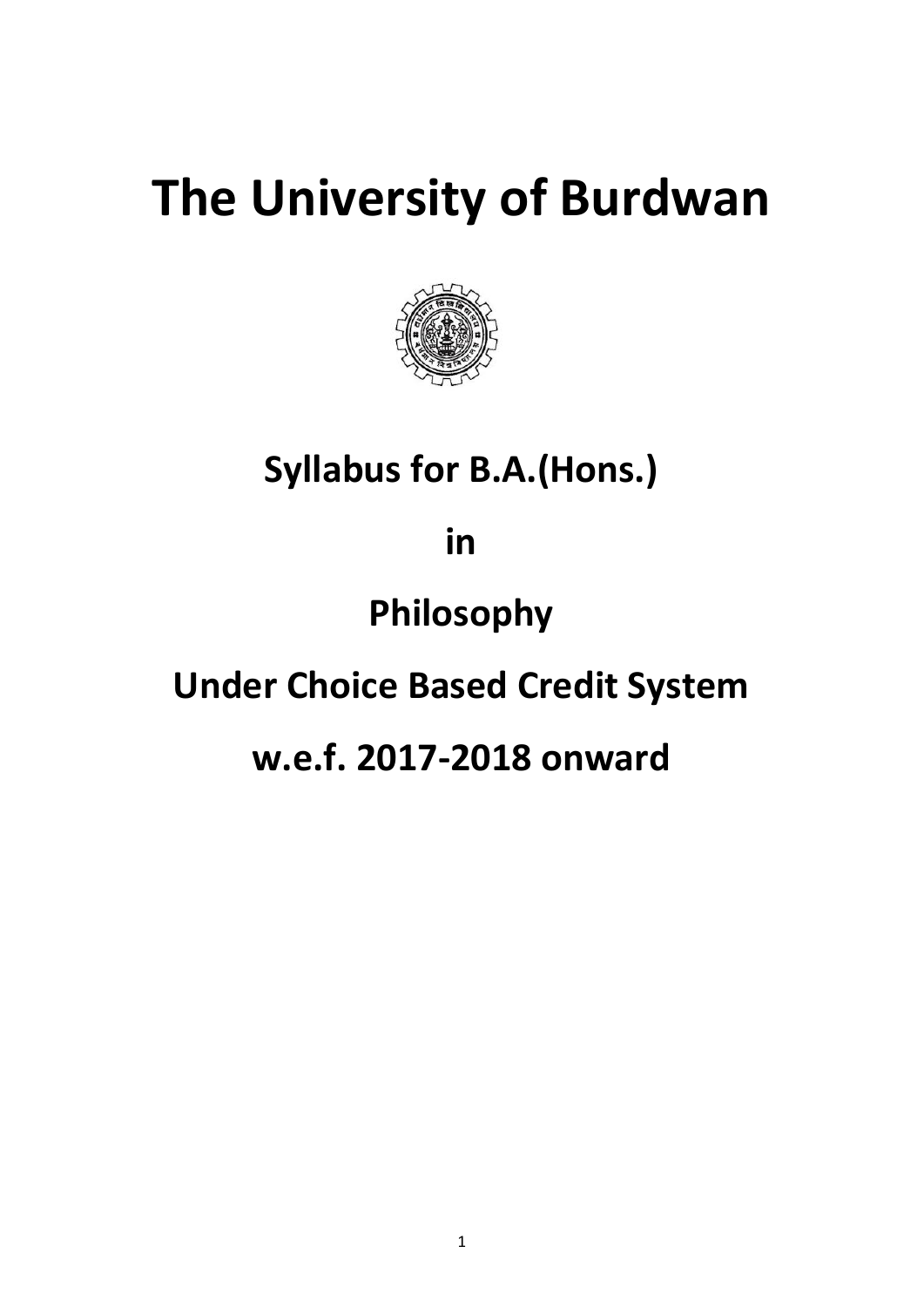# The University of Burdwan

## Syllabus for B.A.(Hons.)

## in

## Philosophy

## Under Choice Based Credit System

## w.e.f. 2017-2018 onward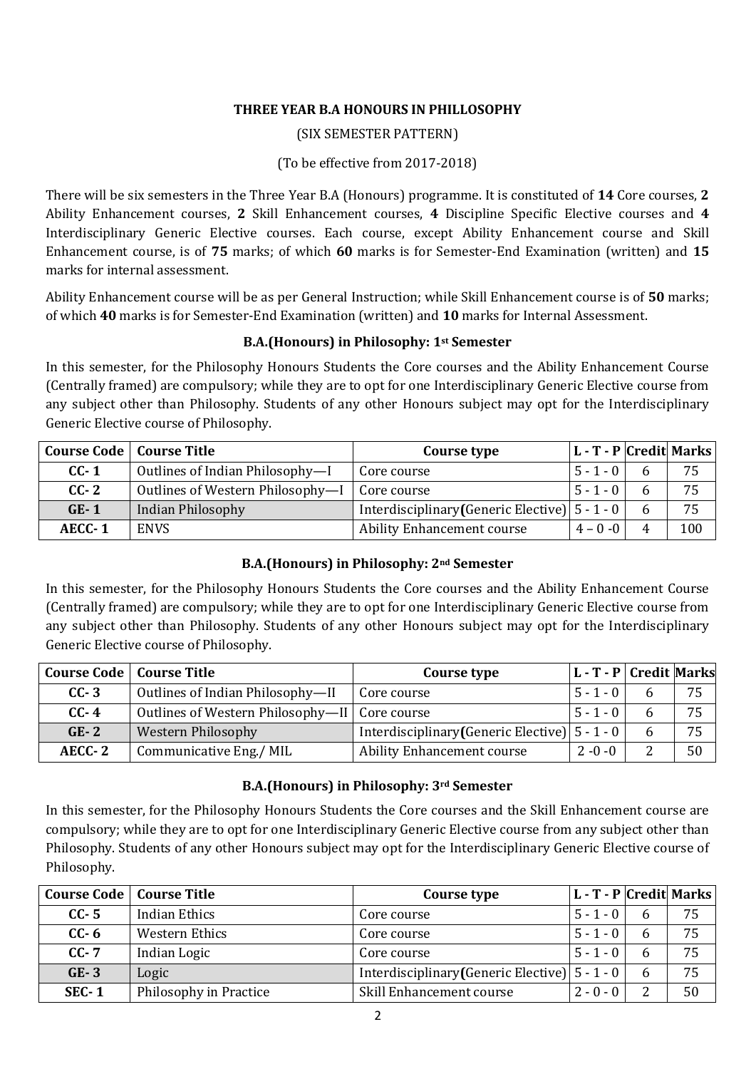# THREE YEAR B.A HONOURS IN PHILLOSOPHY

(SIX SEMESTER PATTERN)

(To be effective from 2017-2018)

There will be six semesters in the Three Year B.A (Honours) programme. It is constituted of **14** Core courses, **2** Ability Enhancement courses, **2** Skill Enhancement courses, **4** Discipline Specific Elective courses and **4** Interdisciplinary Generic Elective courses. Each course, except Ability Enhancement course and Skill Enhancement course, is of **75** marks; of which **60** marks is for Semester-End Examination (written) and **15** marks for internal assessment.

Ability Enhancement course will be as per General Instruction; while Skill Enhancement course is of **50** marks; of which **40** marks is for Semester-End Examination (written) and **10** marks for Internal Assessment.

## B.A.(Honours) in Philosophy: 1st Semester

In this semester, for the Philosophy Honours Students the Core courses and the Ability Enhancement Course (Centrally framed) are compulsory; while they are to opt for one Interdisciplinary Generic Elective course from any subject other than Philosophy. Students of any other Honours subject may opt for the Interdisciplinary Generic Elective course of Philosophy.

| Course Code | Course Title | Course type | L - T - P | Credit | Marks |
|---|---|---|---|---|---|
| CC- 1 | Outlines of Indian Philosophy—I | Core course | 5 - 1 - 0 | 6 | 75 |
| CC- 2 | Outlines of Western Philosophy—I | Core course | 5 - 1 - 0 | 6 | 75 |
| GE- 1 | Indian Philosophy | Interdisciplinary (Generic Elective) | 5 - 1 - 0 | 6 | 75 |
| AECC- 1 | ENVS | Ability Enhancement course | 4 – 0 -0 | 4 | 100 |

## B.A.(Honours) in Philosophy: 2nd Semester

In this semester, for the Philosophy Honours Students the Core courses and the Ability Enhancement Course (Centrally framed) are compulsory; while they are to opt for one Interdisciplinary Generic Elective course from any subject other than Philosophy. Students of any other Honours subject may opt for the Interdisciplinary Generic Elective course of Philosophy.

| Course Code | Course Title | Course type | L - T - P | Credit | Marks |
|---|---|---|---|---|---|
| CC- 3 | Outlines of Indian Philosophy—II | Core course | 5 - 1 - 0 | 6 | 75 |
| CC- 4 | Outlines of Western Philosophy—II | Core course | 5 - 1 - 0 | 6 | 75 |
| GE- 2 | Western Philosophy | Interdisciplinary (Generic Elective) | 5 - 1 - 0 | 6 | 75 |
| AECC- 2 | Communicative Eng./ MIL | Ability Enhancement course | 2 -0 -0 | 2 | 50 |

## B.A.(Honours) in Philosophy: 3rd Semester

In this semester, for the Philosophy Honours Students the Core courses and the Skill Enhancement course are compulsory; while they are to opt for one Interdisciplinary Generic Elective course from any subject other than Philosophy. Students of any other Honours subject may opt for the Interdisciplinary Generic Elective course of Philosophy.

| Course Code | Course Title | Course type | L - T - P | Credit | Marks |
|---|---|---|---|---|---|
| CC- 5 | Indian Ethics | Core course | 5 - 1 - 0 | 6 | 75 |
| CC- 6 | Western Ethics | Core course | 5 - 1 - 0 | 6 | 75 |
| CC- 7 | Indian Logic | Core course | 5 - 1 - 0 | 6 | 75 |
| GE- 3 | Logic | Interdisciplinary (Generic Elective) | 5 - 1 - 0 | 6 | 75 |
| SEC- 1 | Philosophy in Practice | Skill Enhancement course | 2 - 0 - 0 | 2 | 50 |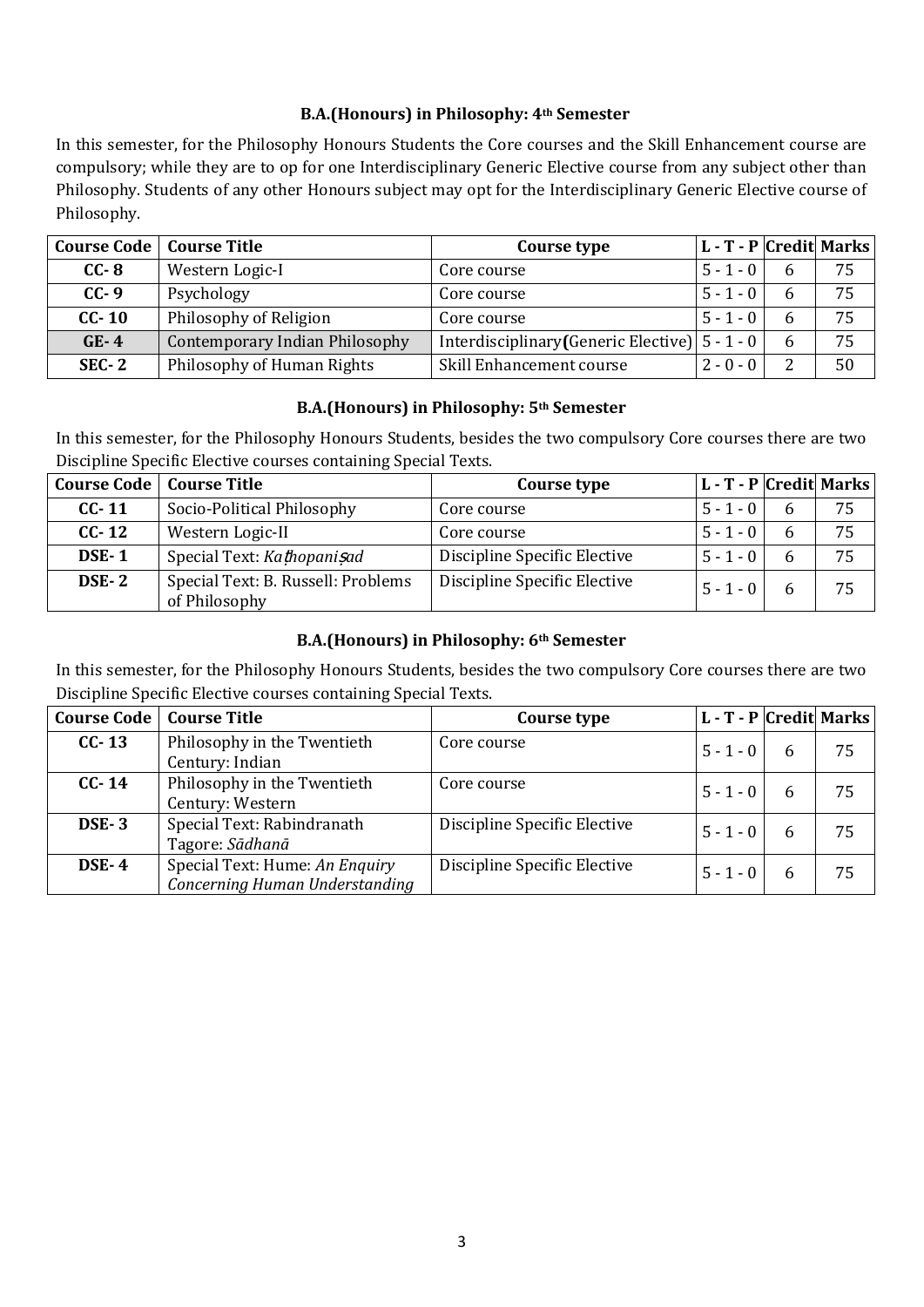### B.A.(Honours) in Philosophy: 4th Semester

In this semester, for the Philosophy Honours Students the Core courses and the Skill Enhancement course are compulsory; while they are to op for one Interdisciplinary Generic Elective course from any subject other than Philosophy. Students of any other Honours subject may opt for the Interdisciplinary Generic Elective course of Philosophy.

| Course Code | Course Title | Course type | L - T - P | Credit | Marks |
|---|---|---|---|---|---|
| CC- 8 | Western Logic-I | Core course | 5 - 1 - 0 | 6 | 75 |
| CC- 9 | Psychology | Core course | 5 - 1 - 0 | 6 | 75 |
| CC- 10 | Philosophy of Religion | Core course | 5 - 1 - 0 | 6 | 75 |
| GE- 4 | Contemporary Indian Philosophy | Interdisciplinary (Generic Elective) | 5 - 1 - 0 | 6 | 75 |
| SEC- 2 | Philosophy of Human Rights | Skill Enhancement course | 2 - 0 - 0 | 2 | 50 |

### B.A.(Honours) in Philosophy: 5th Semester

In this semester, for the Philosophy Honours Students, besides the two compulsory Core courses there are two Discipline Specific Elective courses containing Special Texts.

| Course Code | Course Title | Course type | L - T - P | Credit | Marks |
|---|---|---|---|---|---|
| CC- 11 | Socio-Political Philosophy | Core course | 5 - 1 - 0 | 6 | 75 |
| CC- 12 | Western Logic-II | Core course | 5 - 1 - 0 | 6 | 75 |
| DSE- 1 | Special Text: *Kaṭhopaniṣad* | Discipline Specific Elective | 5 - 1 - 0 | 6 | 75 |
| DSE- 2 | Special Text: B. Russell: Problems of Philosophy | Discipline Specific Elective | 5 - 1 - 0 | 6 | 75 |

### B.A.(Honours) in Philosophy: 6th Semester

In this semester, for the Philosophy Honours Students, besides the two compulsory Core courses there are two Discipline Specific Elective courses containing Special Texts.

| Course Code | Course Title | Course type | L - T - P | Credit | Marks |
|---|---|---|---|---|---|
| CC- 13 | Philosophy in the Twentieth Century: Indian | Core course | 5 - 1 - 0 | 6 | 75 |
| CC- 14 | Philosophy in the Twentieth Century: Western | Core course | 5 - 1 - 0 | 6 | 75 |
| DSE- 3 | Special Text: Rabindranath Tagore: *Sādhanā* | Discipline Specific Elective | 5 - 1 - 0 | 6 | 75 |
| DSE- 4 | Special Text: Hume: *An Enquiry Concerning Human Understanding* | Discipline Specific Elective | 5 - 1 - 0 | 6 | 75 |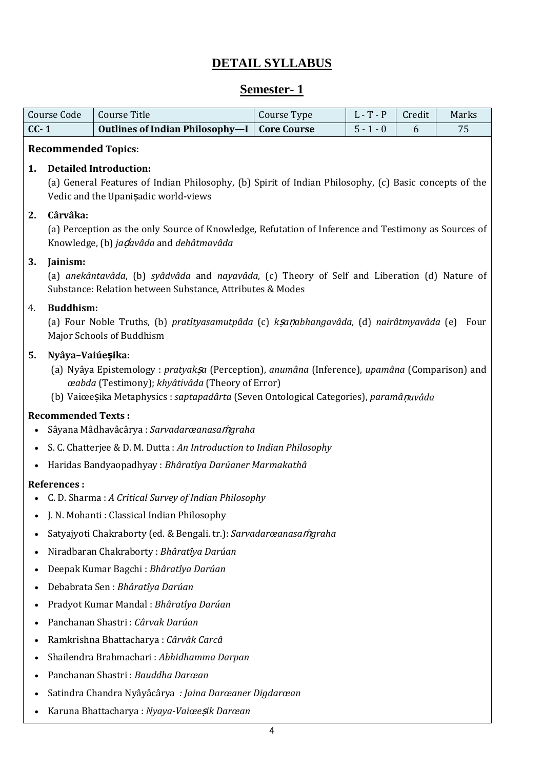# DETAIL SYLLABUS

## Semester- 1

| Course Code | Course Title | Course Type | L - T - P | Credit | Marks |
|---|---|---|---|---|---|
| **CC- 1** | **Outlines of Indian Philosophy—I** | **Core Course** | 5 - 1 - 0 | 6 | 75 |

**Recommended Topics:**

1. **Detailed Introduction:**
   (a) General Features of Indian Philosophy, (b) Spirit of Indian Philosophy, (c) Basic concepts of the Vedic and the Upaniṣadic world-views

2. **Cârvâka:**
   (a) Perception as the only Source of Knowledge, Refutation of Inference and Testimony as Sources of Knowledge, (b) *jaḍavâda* and *dehâtmavâda*

3. **Jainism:**
   (a) *anekântavâda*, (b) *syâdvâda* and *nayavâda*, (c) Theory of Self and Liberation (d) Nature of Substance: Relation between Substance, Attributes & Modes

4. **Buddhism:**
   (a) Four Noble Truths, (b) *pratîtyasamutpâda* (c) *kṣaṇabhangavâda*, (d) *nairâtmyavâda* (e) Four Major Schools of Buddhism

5. **Nyâya–Vaiúeṣika:**
   (a) Nyâya Epistemology : *pratyakṣa* (Perception), *anumâna* (Inference), *upamâna* (Comparison) and *œabda* (Testimony); *khyâtivâda* (Theory of Error)
   (b) Vaiœeṣika Metaphysics : *saptapadârta* (Seven Ontological Categories), *paramâṇuvâda*

**Recommended Texts :**

- Sâyana Mâdhavâcârya : *Sarvadarœanasaṁgraha*
- S. C. Chatterjee & D. M. Dutta : *An Introduction to Indian Philosophy*
- Haridas Bandyaopadhyay : *Bhâratîya Darúaner Marmakathâ*

**References :**

- C. D. Sharma : *A Critical Survey of Indian Philosophy*
- J. N. Mohanti : Classical Indian Philosophy
- Satyajyoti Chakraborty (ed. & Bengali. tr.): *Sarvadarœanasaṁgraha*
- Niradbaran Chakraborty : *Bhâratîya Darúan*
- Deepak Kumar Bagchi : *Bhâratîya Darúan*
- Debabrata Sen : *Bhâratîya Darúan*
- Pradyot Kumar Mandal : *Bhâratîya Darúan*
- Panchanan Shastri : *Cârvak Darúan*
- Ramkrishna Bhattacharya : *Cârvâk Carcâ*
- Shailendra Brahmachari : *Abhidhamma Darpan*
- Panchanan Shastri : *Bauddha Darœan*
- Satindra Chandra Nyâyâcârya *: Jaina Darœaner Digdarœan*
- Karuna Bhattacharya : *Nyaya-Vaiœeṣik Darœan*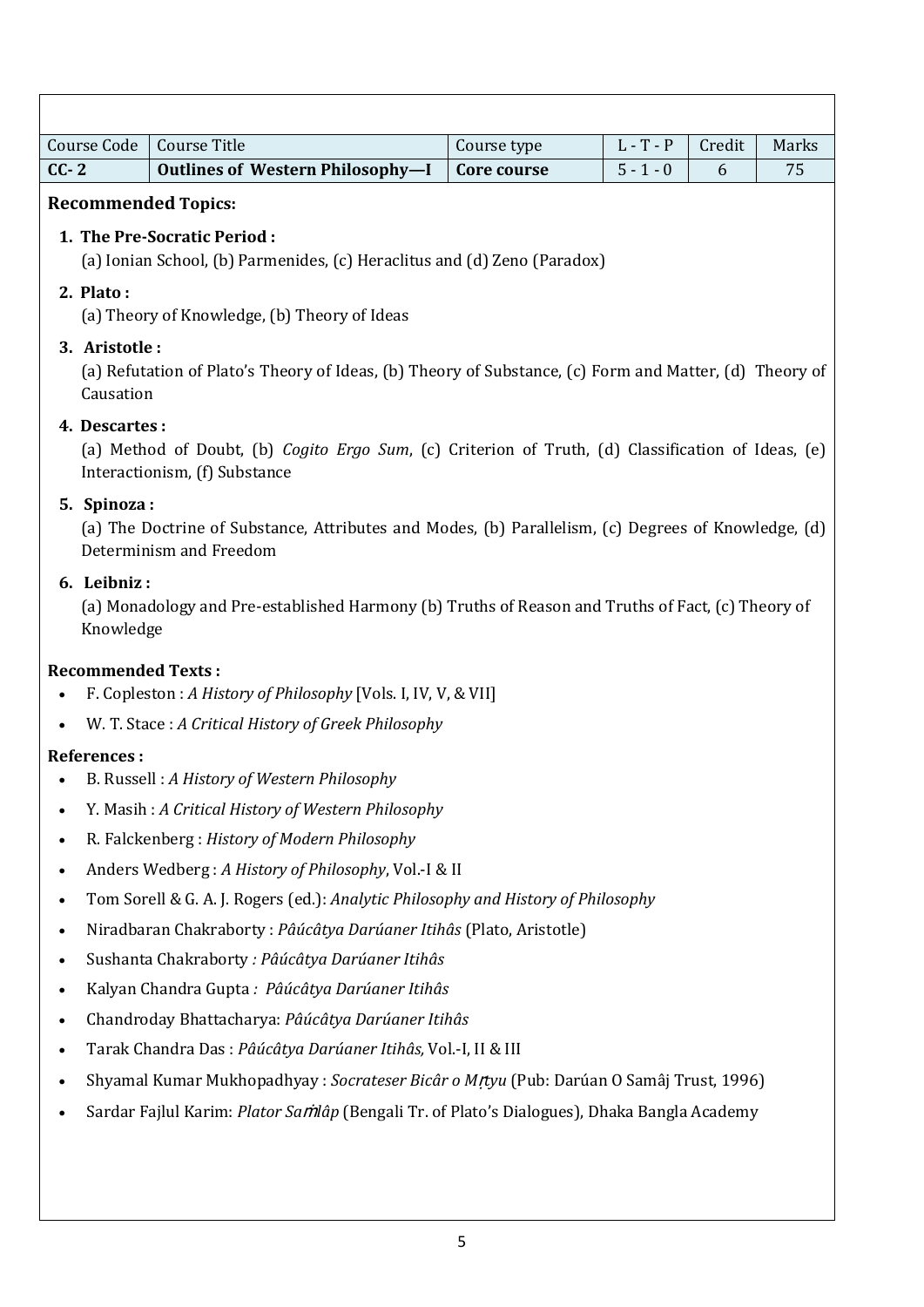| Course Code | Course Title | Course type | L - T - P | Credit | Marks |
| --- | --- | --- | --- | --- | --- |
| **CC- 2** | **Outlines of Western Philosophy—I** | **Core course** | 5 - 1 - 0 | 6 | 75 |

**Recommended Topics:**

1. **The Pre-Socratic Period :**
   (a) Ionian School, (b) Parmenides, (c) Heraclitus and (d) Zeno (Paradox)
2. **Plato :**
   (a) Theory of Knowledge, (b) Theory of Ideas
3. **Aristotle :**
   (a) Refutation of Plato's Theory of Ideas, (b) Theory of Substance, (c) Form and Matter, (d) Theory of Causation
4. **Descartes :**
   (a) Method of Doubt, (b) *Cogito Ergo Sum*, (c) Criterion of Truth, (d) Classification of Ideas, (e) Interactionism, (f) Substance
5. **Spinoza :**
   (a) The Doctrine of Substance, Attributes and Modes, (b) Parallelism, (c) Degrees of Knowledge, (d) Determinism and Freedom
6. **Leibniz :**
   (a) Monadology and Pre-established Harmony (b) Truths of Reason and Truths of Fact, (c) Theory of Knowledge

**Recommended Texts :**

- F. Copleston : *A History of Philosophy* [Vols. I, IV, V, & VII]
- W. T. Stace : *A Critical History of Greek Philosophy*

**References :**

- B. Russell : *A History of Western Philosophy*
- Y. Masih : *A Critical History of Western Philosophy*
- R. Falckenberg : *History of Modern Philosophy*
- Anders Wedberg : *A History of Philosophy*, Vol.-I & II
- Tom Sorell & G. A. J. Rogers (ed.): *Analytic Philosophy and History of Philosophy*
- Niradbaran Chakraborty : *Pâúcâtya Darúaner Itihâs* (Plato, Aristotle)
- Sushanta Chakraborty *: Pâúcâtya Darúaner Itihâs*
- Kalyan Chandra Gupta *: Pâúcâtya Darúaner Itihâs*
- Chandroday Bhattacharya: *Pâúcâtya Darúaner Itihâs*
- Tarak Chandra Das : *Pâúcâtya Darúaner Itihâs,* Vol.-I, II & III
- Shyamal Kumar Mukhopadhyay : *Socrateser Bicâr o Mṛtyu* (Pub: Darúan O Samâj Trust, 1996)
- Sardar Fajlul Karim: *Plator Saṁlâp* (Bengali Tr. of Plato's Dialogues), Dhaka Bangla Academy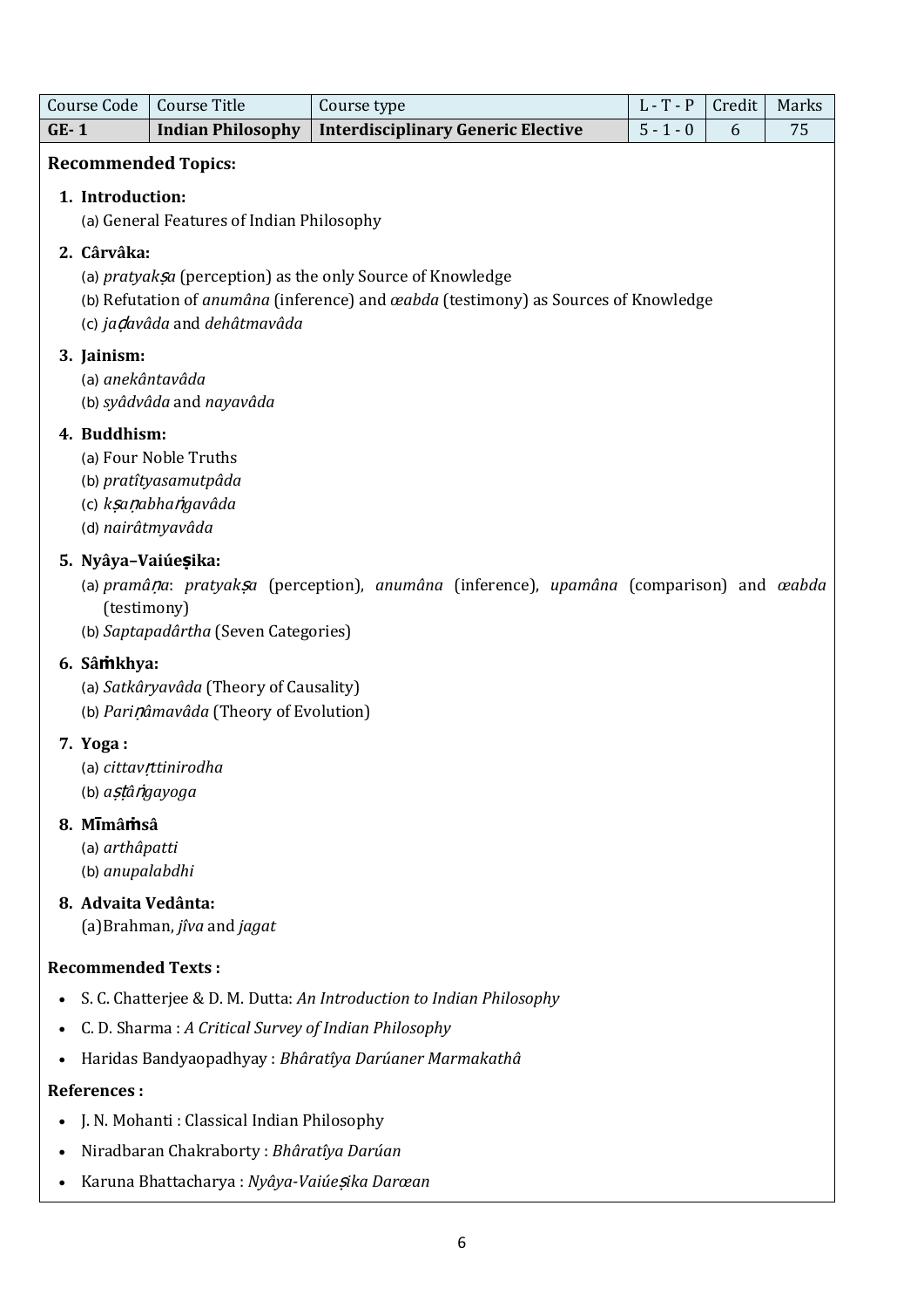| Course Code | Course Title | Course type | L - T - P | Credit | Marks |
|---|---|---|---|---|---|
| **GE- 1** | **Indian Philosophy** | **Interdisciplinary Generic Elective** | 5 - 1 - 0 | 6 | 75 |

**Recommended Topics:**

1. **Introduction:**
   (a) General Features of Indian Philosophy
2. **Cârvâka:**
   (a) *pratyakṣa* (perception) as the only Source of Knowledge
   (b) Refutation of *anumâna* (inference) and *œabda* (testimony) as Sources of Knowledge
   (c) *jaḍavâda* and *dehâtmavâda*
3. **Jainism:**
   (a) *anekântavâda*
   (b) *syâdvâda* and *nayavâda*
4. **Buddhism:**
   (a) Four Noble Truths
   (b) *pratîtyasamutpâda*
   (c) *kṣaṇabhaṅgavâda*
   (d) *nairâtmyavâda*
5. **Nyâya–Vaiúeṣika:**
   (a) *pramâṇa*: *pratyakṣa* (perception), *anumâna* (inference), *upamâna* (comparison) and *œabda* (testimony)
   (b) *Saptapadârtha* (Seven Categories)
6. **Sâṁkhya:**
   (a) *Satkâryavâda* (Theory of Causality)
   (b) *Pariṇâmavâda* (Theory of Evolution)
7. **Yoga :**
   (a) *cittavṛttinirodha*
   (b) *aṣṭâṅgayoga*
8. **Mīmâṁsâ**
   (a) *arthâpatti*
   (b) *anupalabdhi*
8. **Advaita Vedânta:**
   (a)Brahman, *jîva* and *jagat*

**Recommended Texts :**

- S. C. Chatterjee & D. M. Dutta: *An Introduction to Indian Philosophy*
- C. D. Sharma : *A Critical Survey of Indian Philosophy*
- Haridas Bandyaopadhyay : *Bhâratîya Darúaner Marmakathâ*

**References :**

- J. N. Mohanti : Classical Indian Philosophy
- Niradbaran Chakraborty : *Bhâratîya Darúan*
- Karuna Bhattacharya : *Nyâya-Vaiúeṣika Darœan*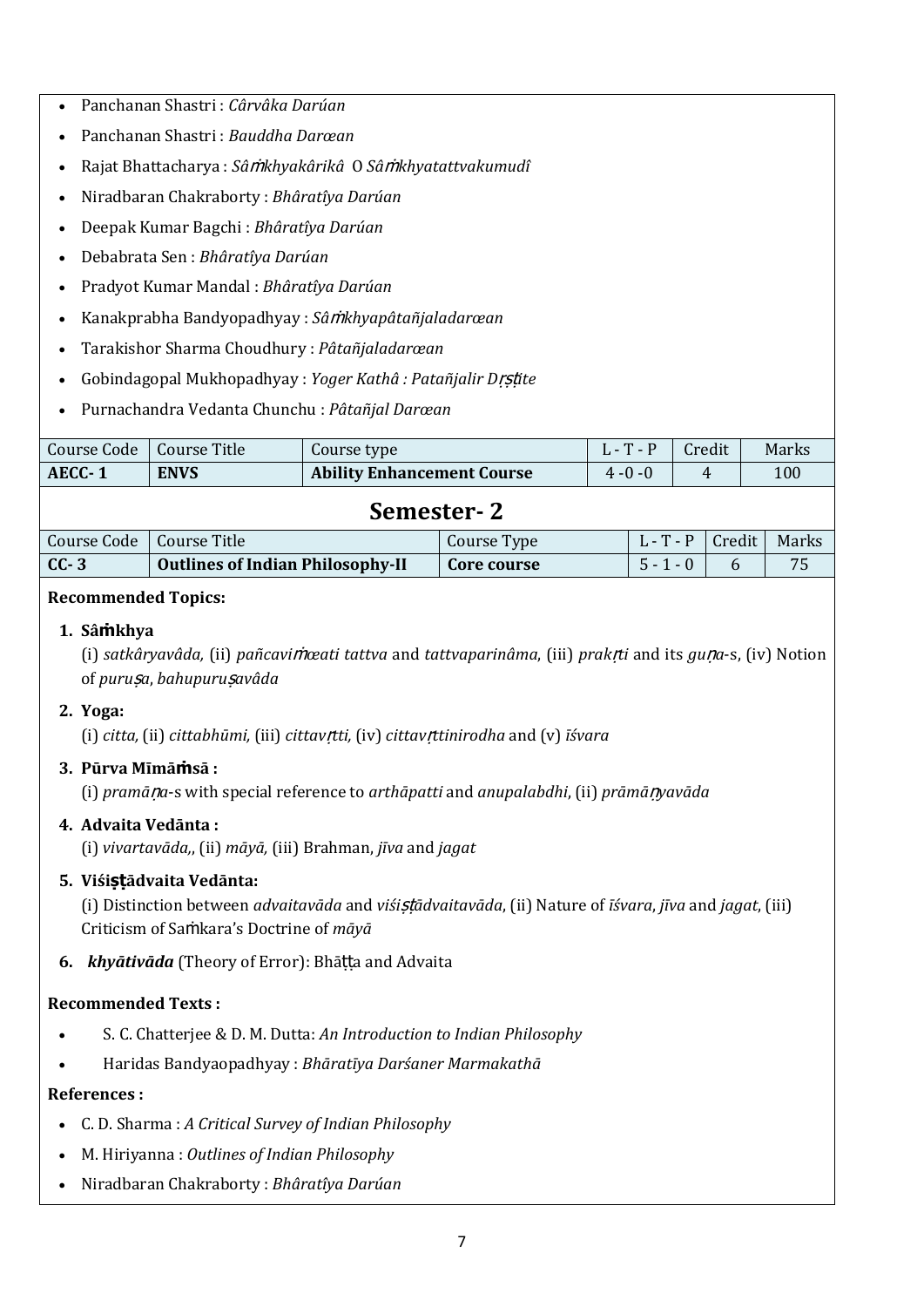- Panchanan Shastri : *Cârvâka Darúan*
- Panchanan Shastri : *Bauddha Darœan*
- Rajat Bhattacharya : *Sâṁkhyakârikâ* O *Sâṁkhyatattvakumudî*
- Niradbaran Chakraborty : *Bhâratîya Darúan*
- Deepak Kumar Bagchi : *Bhâratîya Darúan*
- Debabrata Sen : *Bhâratîya Darúan*
- Pradyot Kumar Mandal : *Bhâratîya Darúan*
- Kanakprabha Bandyopadhyay : *Sâṁkhyapâtañjaladarœan*
- Tarakishor Sharma Choudhury : *Pâtañjaladarœan*
- Gobindagopal Mukhopadhyay : *Yoger Kathâ : Patañjalir Dṛṣṭite*
- Purnachandra Vedanta Chunchu : *Pâtañjal Darœan*

| Course Code | Course Title | Course type | L - T - P | Credit | Marks |
|---|---|---|---|---|---|
| **AECC- 1** | **ENVS** | **Ability Enhancement Course** | 4 -0 -0 | 4 | 100 |

## Semester- 2

| Course Code | Course Title | Course Type | L - T - P | Credit | Marks |
|---|---|---|---|---|---|
| **CC- 3** | **Outlines of Indian Philosophy-II** | **Core course** | 5 - 1 - 0 | 6 | 75 |

**Recommended Topics:**

1. **Sâṁkhya**
   (i) *satkâryavâda,* (ii) *pañcaviṁœati tattva* and *tattvaparinâma*, (iii) *prakṛti* and its *guṇa*-s, (iv) Notion of *puruṣa*, *bahupuruṣavâda*
2. **Yoga:**
   (i) *citta,* (ii) *cittabhūmi,* (iii) *cittavṛtti,* (iv) *cittavṛttinirodha* and (v) *īśvara*
3. **Pūrva Mīmāṁsā :**
   (i) *pramāṇa*-s with special reference to *arthāpatti* and *anupalabdhi*, (ii) *prāmāṇyavāda*
4. **Advaita Vedānta :**
   (i) *vivartavāda,*, (ii) *māyā,* (iii) Brahman, *jīva* and *jagat*
5. **Viśiṣṭādvaita Vedānta:**
   (i) Distinction between *advaitavāda* and *viśiṣṭādvaitavāda*, (ii) Nature of *īśvara*, *jīva* and *jagat*, (iii) Criticism of Saṁkara's Doctrine of *māyā*
6. ***khyātivāda*** (Theory of Error): Bhāṭṭa and Advaita

**Recommended Texts :**

- S. C. Chatterjee & D. M. Dutta: *An Introduction to Indian Philosophy*
- Haridas Bandyaopadhyay : *Bhāratīya Darśaner Marmakathā*

**References :**

- C. D. Sharma : *A Critical Survey of Indian Philosophy*
- M. Hiriyanna : *Outlines of Indian Philosophy*
- Niradbaran Chakraborty : *Bhâratîya Darúan*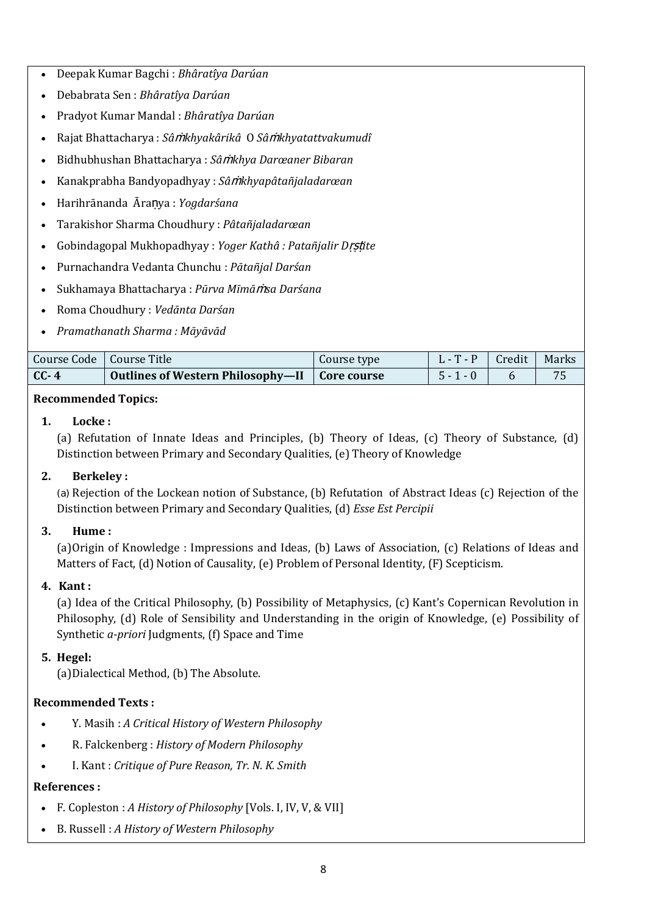- Deepak Kumar Bagchi : *Bhâratîya Darúan*
- Debabrata Sen : *Bhâratîya Darúan*
- Pradyot Kumar Mandal : *Bhâratîya Darúan*
- Rajat Bhattacharya : *Sâṁkhyakârikâ* O *Sâṁkhyatattvakumudî*
- Bidhubhushan Bhattacharya : *Sâṁkhya Darœaner Bibaran*
- Kanakprabha Bandyopadhyay : *Sâṁkhyapâtañjaladarœan*
- Harihrānanda Āraṇya : *Yogdarśana*
- Tarakishor Sharma Choudhury : *Pâtañjaladarœan*
- Gobindagopal Mukhopadhyay : *Yoger Kathâ : Patañjalir Dṛṣṭite*
- Purnachandra Vedanta Chunchu : *Pātañjal Darśan*
- Sukhamaya Bhattacharya : *Pūrva Mīmāṁsa Darśana*
- Roma Choudhury : *Vedānta Darśan*
- *Pramathanath Sharma : Māyāvād*

| Course Code | Course Title | Course type | L - T - P | Credit | Marks |
|---|---|---|---|---|---|
| **CC- 4** | **Outlines of Western Philosophy—II** | **Core course** | 5 - 1 - 0 | 6 | 75 |

**Recommended Topics:**

1. **Locke :**
   (a) Refutation of Innate Ideas and Principles, (b) Theory of Ideas, (c) Theory of Substance, (d) Distinction between Primary and Secondary Qualities, (e) Theory of Knowledge

2. **Berkeley :**
   (a) Rejection of the Lockean notion of Substance, (b) Refutation of Abstract Ideas (c) Rejection of the Distinction between Primary and Secondary Qualities, (d) *Esse Est Percipii*

3. **Hume :**
   (a)Origin of Knowledge : Impressions and Ideas, (b) Laws of Association, (c) Relations of Ideas and Matters of Fact, (d) Notion of Causality, (e) Problem of Personal Identity, (F) Scepticism.

4. **Kant :**
   (a) Idea of the Critical Philosophy, (b) Possibility of Metaphysics, (c) Kant's Copernican Revolution in Philosophy, (d) Role of Sensibility and Understanding in the origin of Knowledge, (e) Possibility of Synthetic *a-priori* Judgments, (f) Space and Time

5. **Hegel:**
   (a)Dialectical Method, (b) The Absolute.

**Recommended Texts :**

- Y. Masih : *A Critical History of Western Philosophy*
- R. Falckenberg : *History of Modern Philosophy*
- I. Kant : *Critique of Pure Reason, Tr. N. K. Smith*

**References :**

- F. Copleston : *A History of Philosophy* [Vols. I, IV, V, & VII]
- B. Russell : *A History of Western Philosophy*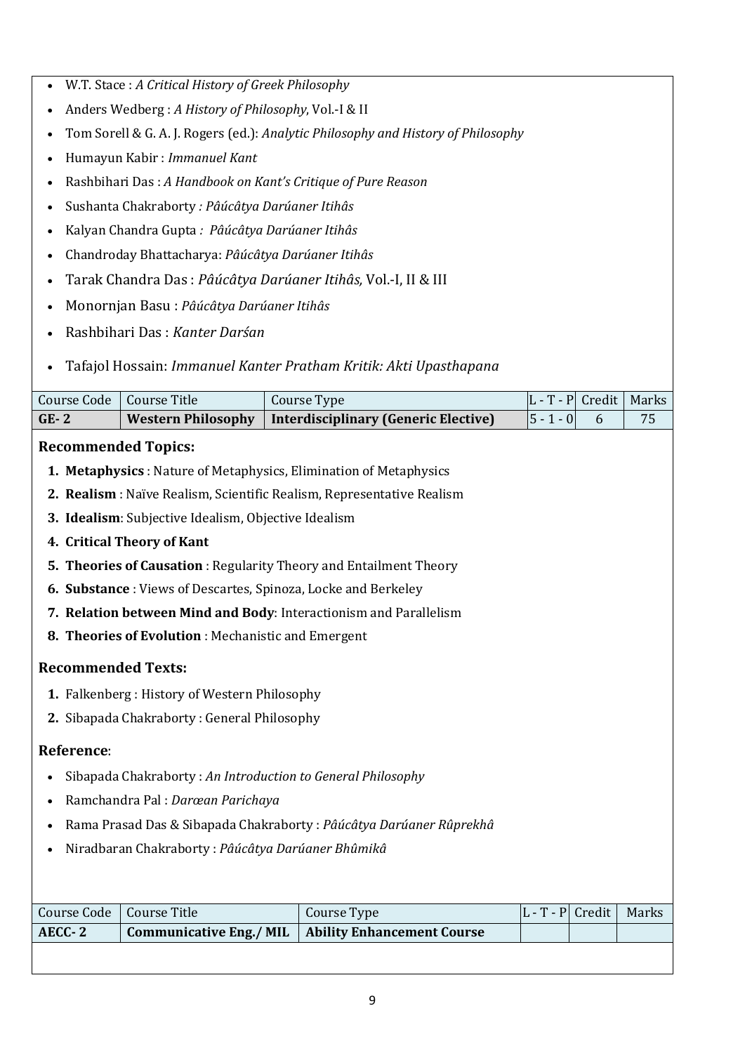- W.T. Stace : *A Critical History of Greek Philosophy*
- Anders Wedberg : *A History of Philosophy*, Vol.-I & II
- Tom Sorell & G. A. J. Rogers (ed.): *Analytic Philosophy and History of Philosophy*
- Humayun Kabir : *Immanuel Kant*
- Rashbihari Das : *A Handbook on Kant's Critique of Pure Reason*
- Sushanta Chakraborty *: Pâúcâtya Darúaner Itihâs*
- Kalyan Chandra Gupta *: Pâúcâtya Darúaner Itihâs*
- Chandroday Bhattacharya: *Pâúcâtya Darúaner Itihâs*
- Tarak Chandra Das : *Pâúcâtya Darúaner Itihâs,* Vol.-I, II & III
- Monornjan Basu : *Pâúcâtya Darúaner Itihâs*
- Rashbihari Das : *Kanter Darśan*
- Tafajol Hossain: *Immanuel Kanter Pratham Kritik: Akti Upasthapana*

| Course Code | Course Title | Course Type | L - T - P | Credit | Marks |
|---|---|---|---|---|---|
| **GE- 2** | **Western Philosophy** | **Interdisciplinary (Generic Elective)** | 5 - 1 - 0 | 6 | 75 |

### Recommended Topics:

1. **Metaphysics** : Nature of Metaphysics, Elimination of Metaphysics
2. **Realism** : Naïve Realism, Scientific Realism, Representative Realism
3. **Idealism**: Subjective Idealism, Objective Idealism
4. **Critical Theory of Kant**
5. **Theories of Causation** : Regularity Theory and Entailment Theory
6. **Substance** : Views of Descartes, Spinoza, Locke and Berkeley
7. **Relation between Mind and Body**: Interactionism and Parallelism
8. **Theories of Evolution** : Mechanistic and Emergent

### Recommended Texts:

1. Falkenberg : History of Western Philosophy
2. Sibapada Chakraborty : General Philosophy

### Reference:

- Sibapada Chakraborty : *An Introduction to General Philosophy*
- Ramchandra Pal : *Darœan Parichaya*
- Rama Prasad Das & Sibapada Chakraborty : *Pâúcâtya Darúaner Rûprekhâ*
- Niradbaran Chakraborty : *Pâúcâtya Darúaner Bhûmikâ*

| Course Code | Course Title | Course Type | L - T - P | Credit | Marks |
|---|---|---|---|---|---|
| **AECC- 2** | **Communicative Eng./ MIL** | **Ability Enhancement Course** | | | |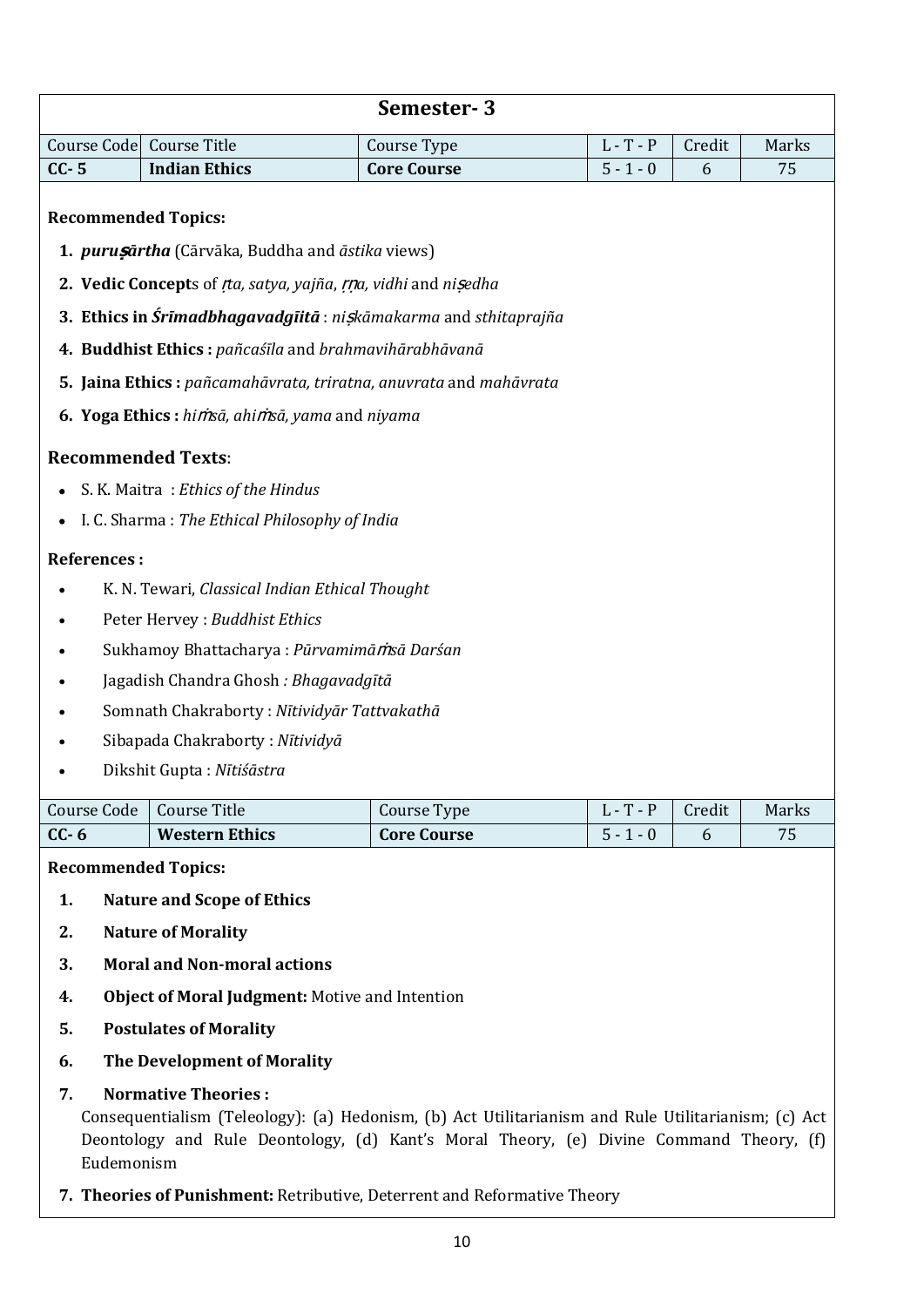## Semester- 3

| Course Code | Course Title | Course Type | L - T - P | Credit | Marks |
|---|---|---|---|---|---|
| **CC- 5** | **Indian Ethics** | **Core Course** | 5 - 1 - 0 | 6 | 75 |

**Recommended Topics:**

1. ***puruṣārtha*** (Cārvāka, Buddha and *āstika* views)
2. **Vedic Concept**s of *ṛta, satya, yajña*, *ṛṇa, vidhi* and *niṣedha*
3. **Ethics in *Śrīmadbhagavadgīitā*** : *niṣkāmakarma* and *sthitaprajña*
4. **Buddhist Ethics :** *pañcaśīla* and *brahmavihārabhāvanā*
5. **Jaina Ethics :** *pañcamahāvrata, triratna, anuvrata* and *mahāvrata*
6. **Yoga Ethics :** *hiṁsā, ahiṁsā, yama* and *niyama*

### Recommended Texts:

- S. K. Maitra : *Ethics of the Hindus*
- I. C. Sharma : *The Ethical Philosophy of India*

**References :**

- K. N. Tewari, *Classical Indian Ethical Thought*
- Peter Hervey : *Buddhist Ethics*
- Sukhamoy Bhattacharya : *Pūrvamimāṁsā Darśan*
- Jagadish Chandra Ghosh *: Bhagavadgītā*
- Somnath Chakraborty : *Nītividyār Tattvakathā*
- Sibapada Chakraborty : *Nītividyā*
- Dikshit Gupta : *Nītiśāstra*

| Course Code | Course Title | Course Type | L - T - P | Credit | Marks |
|---|---|---|---|---|---|
| **CC- 6** | **Western Ethics** | **Core Course** | 5 - 1 - 0 | 6 | 75 |

**Recommended Topics:**

1. **Nature and Scope of Ethics**
2. **Nature of Morality**
3. **Moral and Non-moral actions**
4. **Object of Moral Judgment:** Motive and Intention
5. **Postulates of Morality**
6. **The Development of Morality**
7. **Normative Theories :**
   Consequentialism (Teleology): (a) Hedonism, (b) Act Utilitarianism and Rule Utilitarianism; (c) Act Deontology and Rule Deontology, (d) Kant's Moral Theory, (e) Divine Command Theory, (f) Eudemonism

7. **Theories of Punishment:** Retributive, Deterrent and Reformative Theory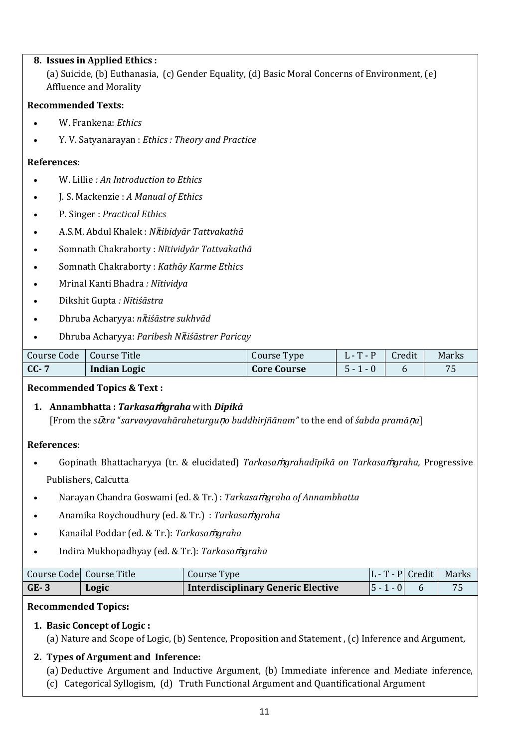**8. Issues in Applied Ethics :**

(a) Suicide, (b) Euthanasia, (c) Gender Equality, (d) Basic Moral Concerns of Environment, (e) Affluence and Morality

**Recommended Texts:**

- W. Frankena: *Ethics*
- Y. V. Satyanarayan : *Ethics : Theory and Practice*

**References**:

- W. Lillie *: An Introduction to Ethics*
- J. S. Mackenzie : *A Manual of Ethics*
- P. Singer : *Practical Ethics*
- A.S.M. Abdul Khalek : *Nītibidyār Tattvakathā*
- Somnath Chakraborty : *Nītividyār Tattvakathā*
- Somnath Chakraborty : *Kathāy Karme Ethics*
- Mrinal Kanti Bhadra *: Nītividya*
- Dikshit Gupta *: Nītiśāstra*
- Dhruba Acharyya: *nītiśāstre sukhvād*
- Dhruba Acharyya: *Paribesh Nītiśāstrer Paricay*

| Course Code | Course Title | Course Type | L - T - P | Credit | Marks |
|---|---|---|---|---|---|
| **CC- 7** | **Indian Logic** | **Core Course** | 5 - 1 - 0 | 6 | 75 |

**Recommended Topics & Text :**

1. **Annambhatta : *Tarkasaṁgraha* with *Dīpikā***
   [From the *sūtra* "*sarvavyavahāraheturguṇo buddhirjñānam"* to the end of *śabda pramāṇa*]

**References**:

- Gopinath Bhattacharyya (tr. & elucidated) *Tarkasaṁgrahadīpikā on Tarkasaṁgraha,* Progressive Publishers, Calcutta
- Narayan Chandra Goswami (ed. & Tr.) : *Tarkasaṁgraha of Annambhatta*
- Anamika Roychoudhury (ed. & Tr.) : *Tarkasaṁgraha*
- Kanailal Poddar (ed. & Tr.): *Tarkasaṁgraha*
- Indira Mukhopadhyay (ed. & Tr.): *Tarkasaṁgraha*

| Course Code | Course Title | Course Type | L - T - P | Credit | Marks |
|---|---|---|---|---|---|
| **GE- 3** | **Logic** | **Interdisciplinary Generic Elective** | 5 - 1 - 0 | 6 | 75 |

**Recommended Topics:**

1. **Basic Concept of Logic :**
   (a) Nature and Scope of Logic, (b) Sentence, Proposition and Statement , (c) Inference and Argument,
2. **Types of Argument and Inference:**
   (a) Deductive Argument and Inductive Argument, (b) Immediate inference and Mediate inference, (c) Categorical Syllogism, (d) Truth Functional Argument and Quantificational Argument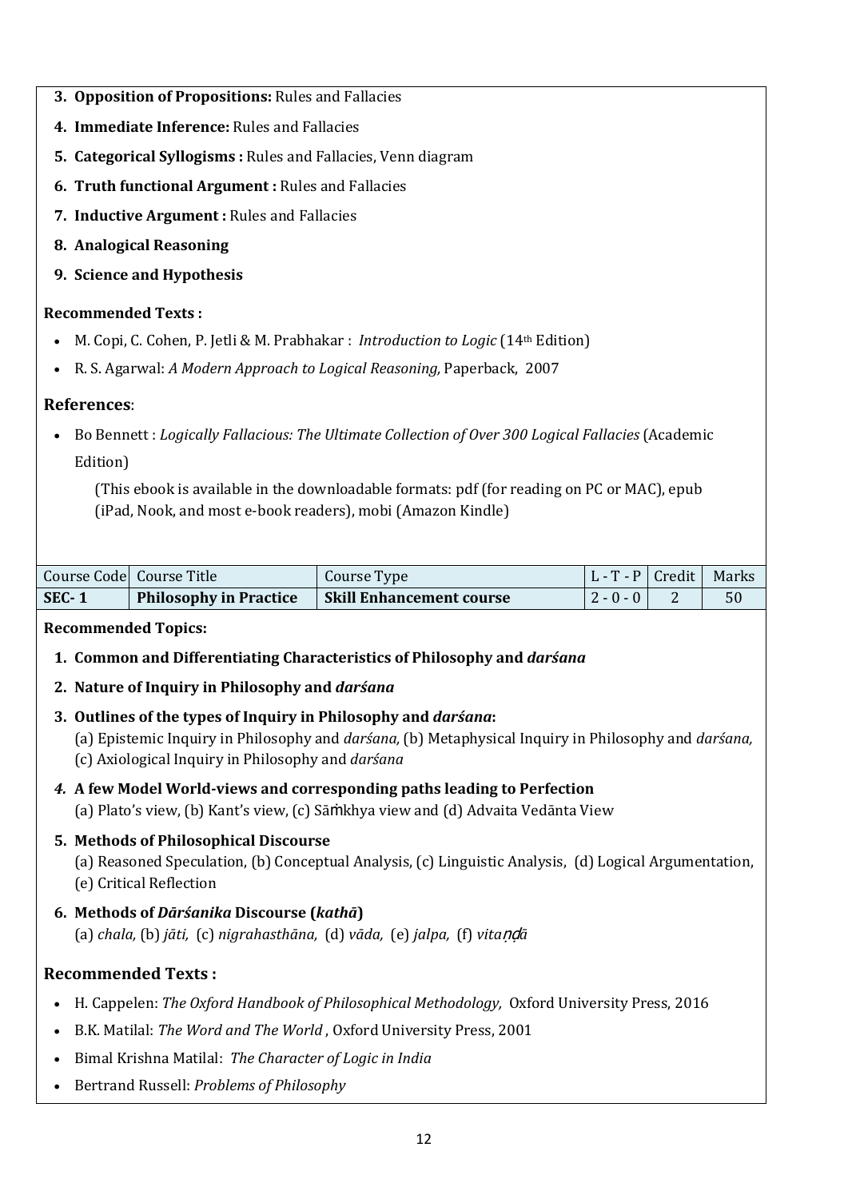3. **Opposition of Propositions:** Rules and Fallacies
4. **Immediate Inference:** Rules and Fallacies
5. **Categorical Syllogisms :** Rules and Fallacies, Venn diagram
6. **Truth functional Argument :** Rules and Fallacies
7. **Inductive Argument :** Rules and Fallacies
8. **Analogical Reasoning**
9. **Science and Hypothesis**

**Recommended Texts :**

- M. Copi, C. Cohen, P. Jetli & M. Prabhakar : *Introduction to Logic* (14th Edition)
- R. S. Agarwal: *A Modern Approach to Logical Reasoning,* Paperback, 2007

### References:

- Bo Bennett : *Logically Fallacious: The Ultimate Collection of Over 300 Logical Fallacies* (Academic Edition)

  (This ebook is available in the downloadable formats: pdf (for reading on PC or MAC), epub (iPad, Nook, and most e-book readers), mobi (Amazon Kindle)

| Course Code | Course Title | Course Type | L - T - P | Credit | Marks |
|---|---|---|---|---|---|
| **SEC- 1** | **Philosophy in Practice** | **Skill Enhancement course** | 2 - 0 - 0 | 2 | 50 |

**Recommended Topics:**

1. **Common and Differentiating Characteristics of Philosophy and *darśana***
2. **Nature of Inquiry in Philosophy and *darśana***
3. **Outlines of the types of Inquiry in Philosophy and *darśana*:**
   (a) Epistemic Inquiry in Philosophy and *darśana,* (b) Metaphysical Inquiry in Philosophy and *darśana,* (c) Axiological Inquiry in Philosophy and *darśana*
4. **A few Model World-views and corresponding paths leading to Perfection**
   (a) Plato's view, (b) Kant's view, (c) Sāṁkhya view and (d) Advaita Vedānta View
5. **Methods of Philosophical Discourse**
   (a) Reasoned Speculation, (b) Conceptual Analysis, (c) Linguistic Analysis, (d) Logical Argumentation, (e) Critical Reflection
6. **Methods of *Dārśanika* Discourse (*kathā*)**
   (a) *chala,* (b) *jāti,* (c) *nigrahasthāna,* (d) *vāda,* (e) *jalpa,* (f) *vitaṇḍā*

### Recommended Texts :

- H. Cappelen: *The Oxford Handbook of Philosophical Methodology,* Oxford University Press, 2016
- B.K. Matilal: *The Word and The World* , Oxford University Press, 2001
- Bimal Krishna Matilal: *The Character of Logic in India*
- Bertrand Russell: *Problems of Philosophy*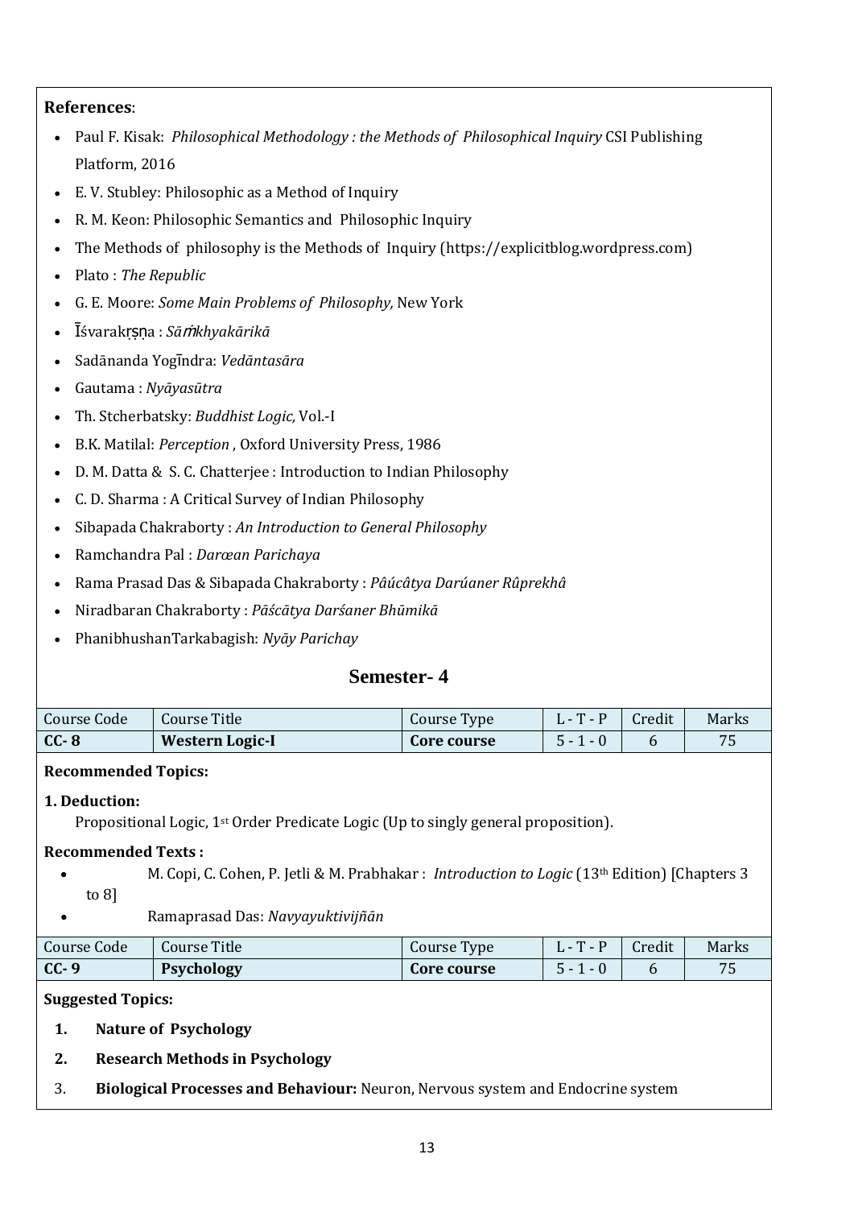**References**:

- Paul F. Kisak: *Philosophical Methodology : the Methods of Philosophical Inquiry* CSI Publishing Platform, 2016
- E. V. Stubley: Philosophic as a Method of Inquiry
- R. M. Keon: Philosophic Semantics and Philosophic Inquiry
- The Methods of philosophy is the Methods of Inquiry (https://explicitblog.wordpress.com)
- Plato : *The Republic*
- G. E. Moore: *Some Main Problems of Philosophy,* New York
- Īśvarakṛṣṇa : *Sāṁkhyakārikā*
- Sadānanda Yogīndra: *Vedāntasāra*
- Gautama : *Nyāyasūtra*
- Th. Stcherbatsky: *Buddhist Logic,* Vol.-I
- B.K. Matilal: *Perception* , Oxford University Press, 1986
- D. M. Datta & S. C. Chatterjee : Introduction to Indian Philosophy
- C. D. Sharma : A Critical Survey of Indian Philosophy
- Sibapada Chakraborty : *An Introduction to General Philosophy*
- Ramchandra Pal : *Darœan Parichaya*
- Rama Prasad Das & Sibapada Chakraborty : *Pâúcâtya Darúaner Rûprekhâ*
- Niradbaran Chakraborty : *Pāścātya Darśaner Bhūmikā*
- PhanibhushanTarkabagish: *Nyāy Parichay*

## Semester- 4

| Course Code | Course Title | Course Type | L - T - P | Credit | Marks |
|---|---|---|---|---|---|
| **CC- 8** | **Western Logic-I** | **Core course** | 5 - 1 - 0 | 6 | 75 |

**Recommended Topics:**

**1. Deduction:**

Propositional Logic, 1st Order Predicate Logic (Up to singly general proposition).

**Recommended Texts :**

- M. Copi, C. Cohen, P. Jetli & M. Prabhakar : *Introduction to Logic* (13th Edition) [Chapters 3 to 8]
- Ramaprasad Das: *Navyayuktivijñān*

| Course Code | Course Title | Course Type | L - T - P | Credit | Marks |
|---|---|---|---|---|---|
| **CC- 9** | **Psychology** | **Core course** | 5 - 1 - 0 | 6 | 75 |

**Suggested Topics:**

1. **Nature of Psychology**
2. **Research Methods in Psychology**
3. **Biological Processes and Behaviour:** Neuron, Nervous system and Endocrine system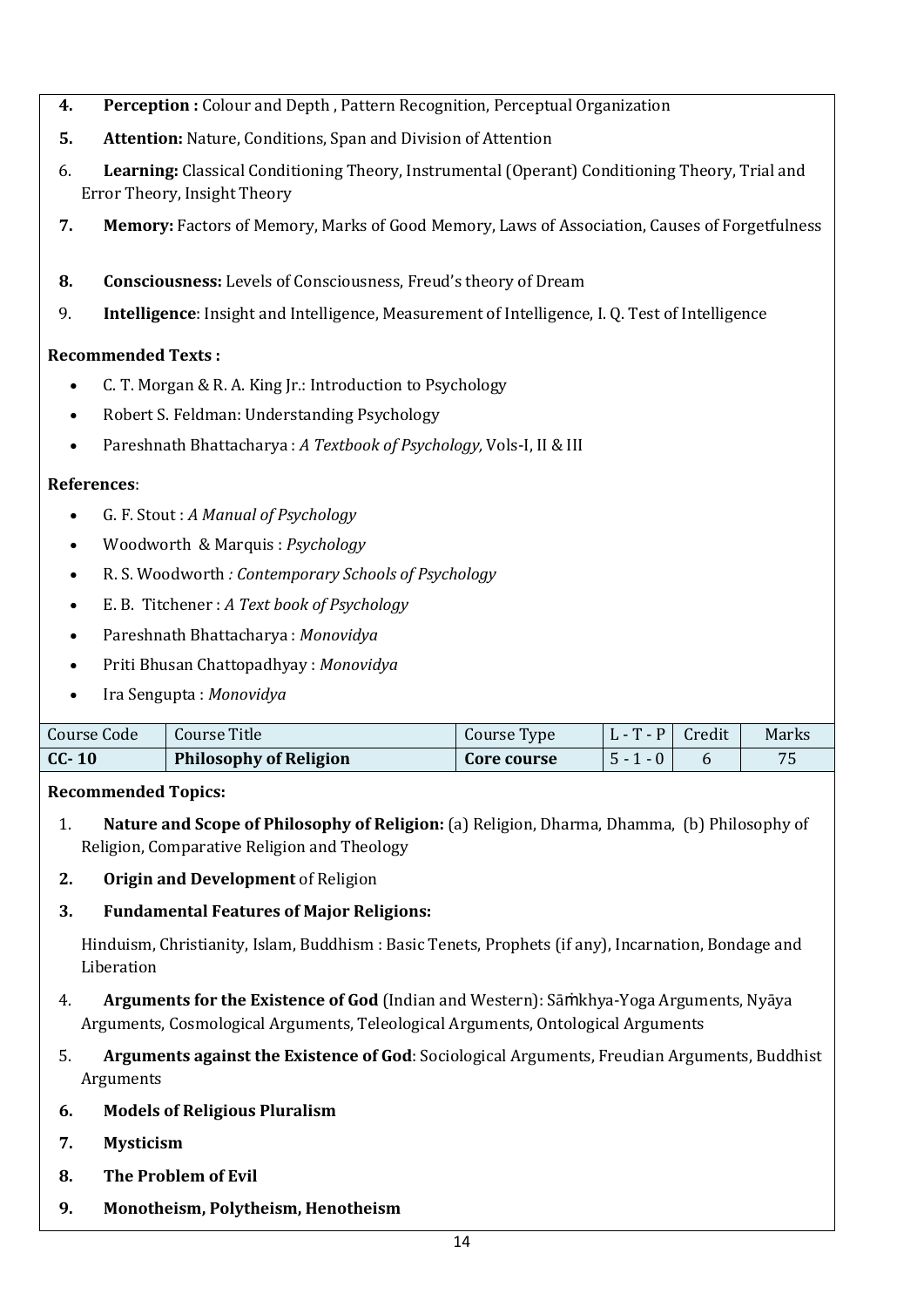4. **Perception :** Colour and Depth , Pattern Recognition, Perceptual Organization
5. **Attention:** Nature, Conditions, Span and Division of Attention
6. **Learning:** Classical Conditioning Theory, Instrumental (Operant) Conditioning Theory, Trial and Error Theory, Insight Theory
7. **Memory:** Factors of Memory, Marks of Good Memory, Laws of Association, Causes of Forgetfulness
8. **Consciousness:** Levels of Consciousness, Freud's theory of Dream
9. **Intelligence**: Insight and Intelligence, Measurement of Intelligence, I. Q. Test of Intelligence

**Recommended Texts :**

- C. T. Morgan & R. A. King Jr.: Introduction to Psychology
- Robert S. Feldman: Understanding Psychology
- Pareshnath Bhattacharya : *A Textbook of Psychology,* Vols-I, II & III

**References**:

- G. F. Stout : *A Manual of Psychology*
- Woodworth & Marquis : *Psychology*
- R. S. Woodworth *: Contemporary Schools of Psychology*
- E. B. Titchener : *A Text book of Psychology*
- Pareshnath Bhattacharya : *Monovidya*
- Priti Bhusan Chattopadhyay : *Monovidya*
- Ira Sengupta : *Monovidya*

| Course Code | Course Title | Course Type | L - T - P | Credit | Marks |
|---|---|---|---|---|---|
| **CC- 10** | **Philosophy of Religion** | **Core course** | 5 - 1 - 0 | 6 | 75 |

**Recommended Topics:**

1. **Nature and Scope of Philosophy of Religion:** (a) Religion, Dharma, Dhamma, (b) Philosophy of Religion, Comparative Religion and Theology
2. **Origin and Development** of Religion
3. **Fundamental Features of Major Religions:**

   Hinduism, Christianity, Islam, Buddhism : Basic Tenets, Prophets (if any), Incarnation, Bondage and Liberation

4. **Arguments for the Existence of God** (Indian and Western): Sāṁkhya-Yoga Arguments, Nyāya Arguments, Cosmological Arguments, Teleological Arguments, Ontological Arguments
5. **Arguments against the Existence of God**: Sociological Arguments, Freudian Arguments, Buddhist Arguments
6. **Models of Religious Pluralism**
7. **Mysticism**
8. **The Problem of Evil**
9. **Monotheism, Polytheism, Henotheism**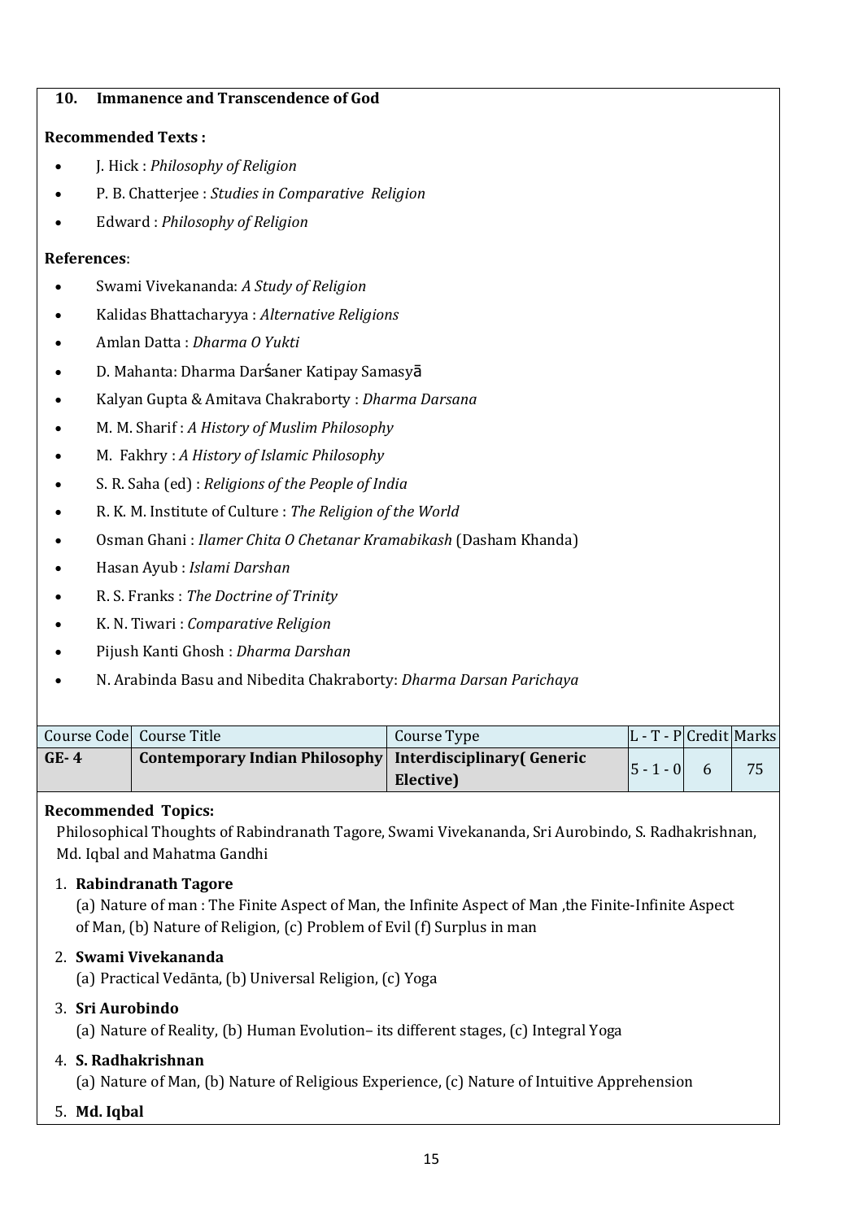**10. Immanence and Transcendence of God**

**Recommended Texts :**

- J. Hick : *Philosophy of Religion*
- P. B. Chatterjee : *Studies in Comparative Religion*
- Edward : *Philosophy of Religion*

**References**:

- Swami Vivekananda: *A Study of Religion*
- Kalidas Bhattacharyya : *Alternative Religions*
- Amlan Datta : *Dharma O Yukti*
- D. Mahanta: Dharma Darśaner Katipay Samasyā
- Kalyan Gupta & Amitava Chakraborty : *Dharma Darsana*
- M. M. Sharif : *A History of Muslim Philosophy*
- M. Fakhry : *A History of Islamic Philosophy*
- S. R. Saha (ed) : *Religions of the People of India*
- R. K. M. Institute of Culture : *The Religion of the World*
- Osman Ghani : *Ilamer Chita O Chetanar Kramabikash* (Dasham Khanda)
- Hasan Ayub : *Islami Darshan*
- R. S. Franks : *The Doctrine of Trinity*
- K. N. Tiwari : *Comparative Religion*
- Pijush Kanti Ghosh : *Dharma Darshan*
- N. Arabinda Basu and Nibedita Chakraborty: *Dharma Darsan Parichaya*

| Course Code | Course Title | Course Type | L - T - P | Credit | Marks |
|---|---|---|---|---|---|
| **GE- 4** | **Contemporary Indian Philosophy** | **Interdisciplinary( Generic Elective)** | 5 - 1 - 0 | 6 | 75 |

**Recommended Topics:**

Philosophical Thoughts of Rabindranath Tagore, Swami Vivekananda, Sri Aurobindo, S. Radhakrishnan, Md. Iqbal and Mahatma Gandhi

1. **Rabindranath Tagore**
   (a) Nature of man : The Finite Aspect of Man, the Infinite Aspect of Man ,the Finite-Infinite Aspect of Man, (b) Nature of Religion, (c) Problem of Evil (f) Surplus in man
2. **Swami Vivekananda**
   (a) Practical Vedānta, (b) Universal Religion, (c) Yoga
3. **Sri Aurobindo**
   (a) Nature of Reality, (b) Human Evolution– its different stages, (c) Integral Yoga
4. **S. Radhakrishnan**
   (a) Nature of Man, (b) Nature of Religious Experience, (c) Nature of Intuitive Apprehension
5. **Md. Iqbal**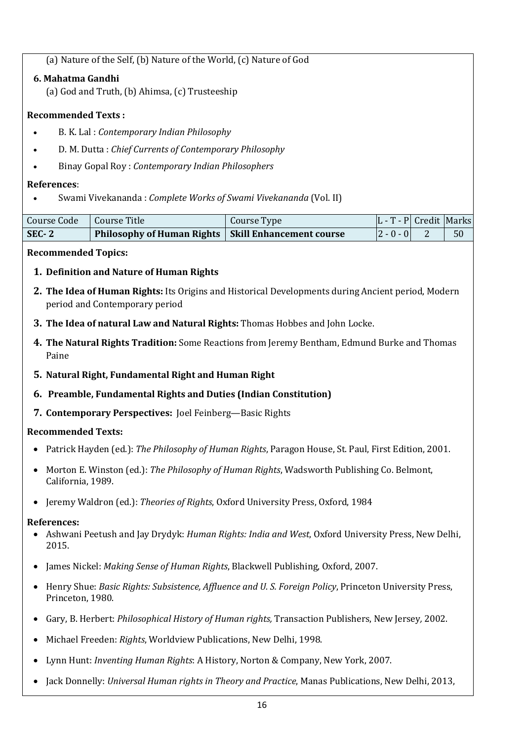(a) Nature of the Self, (b) Nature of the World, (c) Nature of God

**6. Mahatma Gandhi**

(a) God and Truth, (b) Ahimsa, (c) Trusteeship

**Recommended Texts :**

- B. K. Lal : *Contemporary Indian Philosophy*
- D. M. Dutta : *Chief Currents of Contemporary Philosophy*
- Binay Gopal Roy : *Contemporary Indian Philosophers*

**References**:

- Swami Vivekananda : *Complete Works of Swami Vivekananda* (Vol. II)

| Course Code | Course Title | Course Type | L - T - P | Credit | Marks |
|---|---|---|---|---|---|
| **SEC- 2** | **Philosophy of Human Rights** | **Skill Enhancement course** | 2 - 0 - 0 | 2 | 50 |

**Recommended Topics:**

1. **Definition and Nature of Human Rights**
2. **The Idea of Human Rights:** Its Origins and Historical Developments during Ancient period, Modern period and Contemporary period
3. **The Idea of natural Law and Natural Rights:** Thomas Hobbes and John Locke.
4. **The Natural Rights Tradition:** Some Reactions from Jeremy Bentham, Edmund Burke and Thomas Paine
5. **Natural Right, Fundamental Right and Human Right**
6. **Preamble, Fundamental Rights and Duties (Indian Constitution)**
7. **Contemporary Perspectives:** Joel Feinberg—Basic Rights

**Recommended Texts:**

- Patrick Hayden (ed.): *The Philosophy of Human Rights*, Paragon House, St. Paul, First Edition, 2001.
- Morton E. Winston (ed.): *The Philosophy of Human Rights*, Wadsworth Publishing Co. Belmont, California, 1989.
- Jeremy Waldron (ed.): *Theories of Rights*, Oxford University Press, Oxford, 1984

**References:**

- Ashwani Peetush and Jay Drydyk: *Human Rights: India and West*, Oxford University Press, New Delhi, 2015.
- James Nickel: *Making Sense of Human Rights*, Blackwell Publishing, Oxford, 2007.
- Henry Shue: *Basic Rights: Subsistence, Affluence and U. S. Foreign Policy*, Princeton University Press, Princeton, 1980.
- Gary, B. Herbert: *Philosophical History of Human rights,* Transaction Publishers, New Jersey, 2002.
- Michael Freeden: *Rights*, Worldview Publications, New Delhi, 1998.
- Lynn Hunt: *Inventing Human Rights*: A History, Norton & Company, New York, 2007.
- Jack Donnelly: *Universal Human rights in Theory and Practice*, Manas Publications, New Delhi, 2013,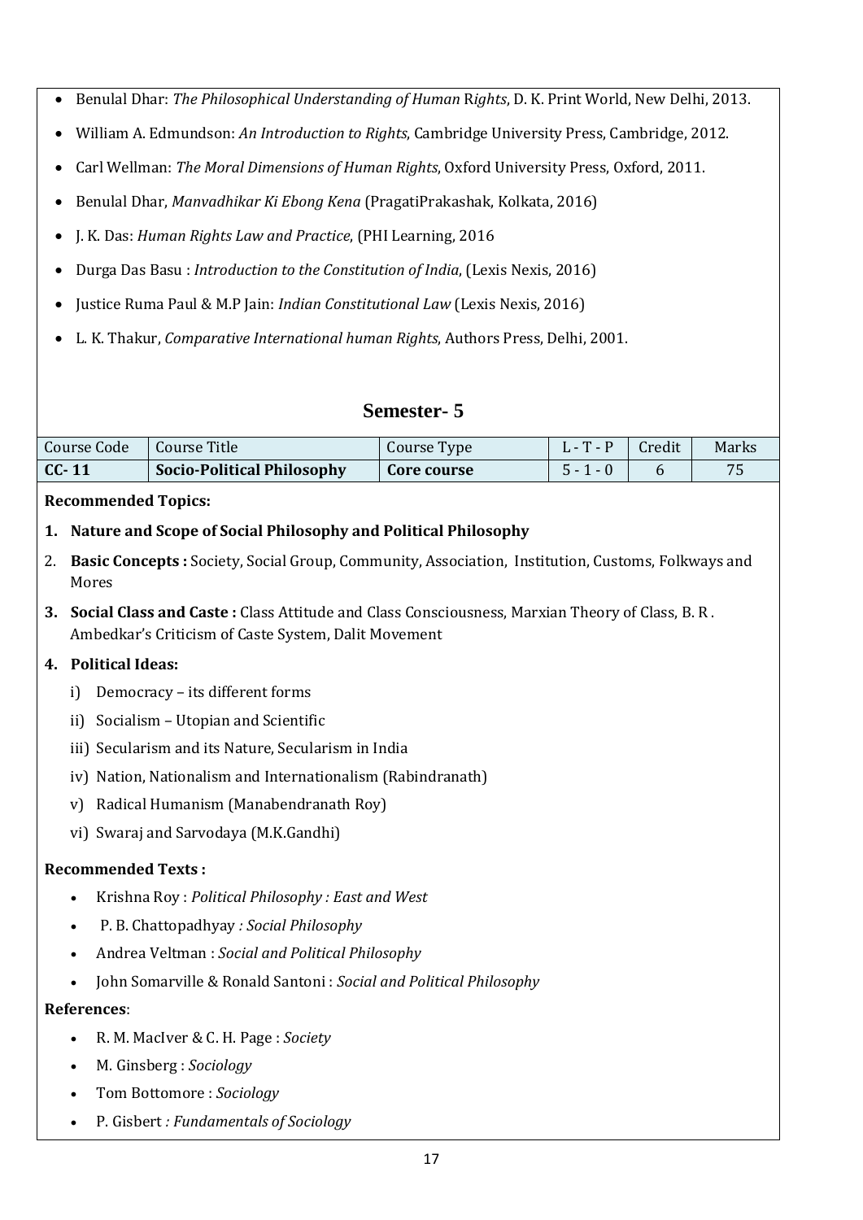- Benulal Dhar: *The Philosophical Understanding of Human* Rights, D. K. Print World, New Delhi, 2013.
- William A. Edmundson: *An Introduction to Rights*, Cambridge University Press, Cambridge, 2012.
- Carl Wellman: *The Moral Dimensions of Human Rights*, Oxford University Press, Oxford, 2011.
- Benulal Dhar, *Manvadhikar Ki Ebong Kena* (PragatiPrakashak, Kolkata, 2016)
- J. K. Das: *Human Rights Law and Practice*, (PHI Learning, 2016
- Durga Das Basu : *Introduction to the Constitution of India*, (Lexis Nexis, 2016)
- Justice Ruma Paul & M.P Jain: *Indian Constitutional Law* (Lexis Nexis, 2016)
- L. K. Thakur, *Comparative International human Rights*, Authors Press, Delhi, 2001.

## Semester- 5

| Course Code | Course Title | Course Type | L - T - P | Credit | Marks |
|---|---|---|---|---|---|
| **CC- 11** | **Socio-Political Philosophy** | **Core course** | 5 - 1 - 0 | 6 | 75 |

**Recommended Topics:**

1. **Nature and Scope of Social Philosophy and Political Philosophy**
2. **Basic Concepts :** Society, Social Group, Community, Association, Institution, Customs, Folkways and Mores
3. **Social Class and Caste :** Class Attitude and Class Consciousness, Marxian Theory of Class, B. R . Ambedkar's Criticism of Caste System, Dalit Movement
4. **Political Ideas:**
   i) Democracy – its different forms
   ii) Socialism – Utopian and Scientific
   iii) Secularism and its Nature, Secularism in India
   iv) Nation, Nationalism and Internationalism (Rabindranath)
   v) Radical Humanism (Manabendranath Roy)
   vi) Swaraj and Sarvodaya (M.K.Gandhi)

**Recommended Texts :**

- Krishna Roy : *Political Philosophy : East and West*
- P. B. Chattopadhyay *: Social Philosophy*
- Andrea Veltman : *Social and Political Philosophy*
- John Somarville & Ronald Santoni : *Social and Political Philosophy*

**References**:

- R. M. MacIver & C. H. Page : *Society*
- M. Ginsberg : *Sociology*
- Tom Bottomore : *Sociology*
- P. Gisbert *: Fundamentals of Sociology*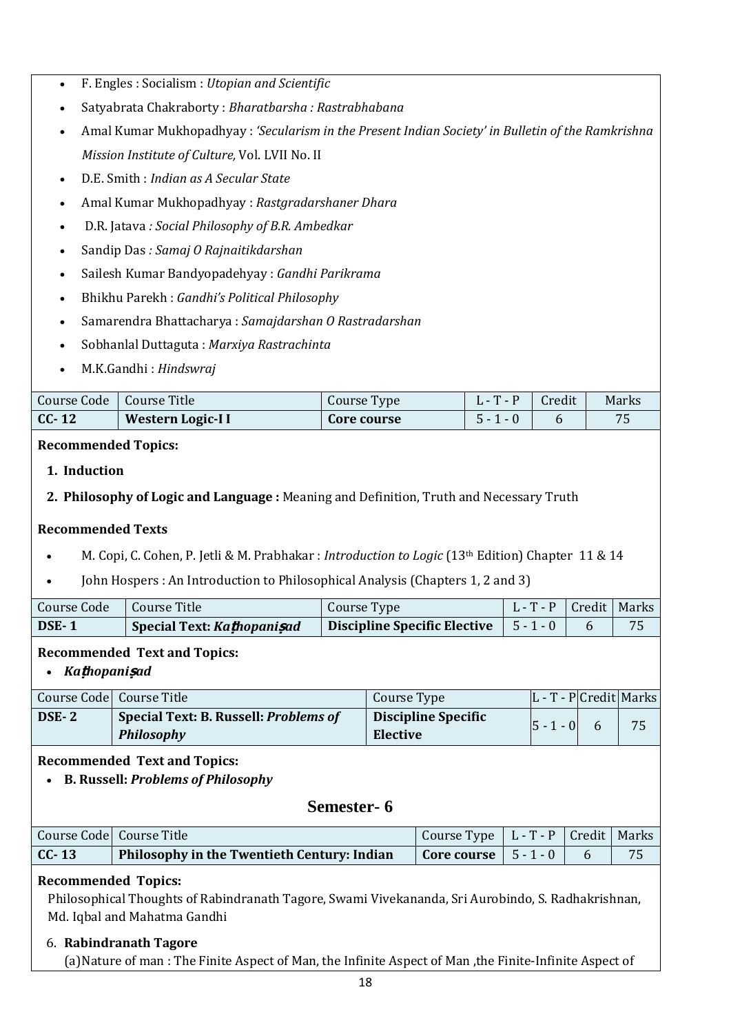- F. Engles : Socialism : *Utopian and Scientific*
- Satyabrata Chakraborty : *Bharatbarsha : Rastrabhabana*
- Amal Kumar Mukhopadhyay : *'Secularism in the Present Indian Society' in Bulletin of the Ramkrishna Mission Institute of Culture,* Vol. LVII No. II
- D.E. Smith : *Indian as A Secular State*
- Amal Kumar Mukhopadhyay : *Rastgradarshaner Dhara*
- D.R. Jatava *: Social Philosophy of B.R. Ambedkar*
- Sandip Das *: Samaj O Rajnaitikdarshan*
- Sailesh Kumar Bandyopadehyay : *Gandhi Parikrama*
- Bhikhu Parekh : *Gandhi's Political Philosophy*
- Samarendra Bhattacharya : *Samajdarshan O Rastradarshan*
- Sobhanlal Duttaguta : *Marxiya Rastrachinta*
- M.K.Gandhi : *Hindswraj*

| Course Code | Course Title | Course Type | L - T - P | Credit | Marks |
|---|---|---|---|---|---|
| **CC- 12** | **Western Logic-I I** | **Core course** | 5 - 1 - 0 | 6 | 75 |

**Recommended Topics:**

1. **Induction**
2. **Philosophy of Logic and Language :** Meaning and Definition, Truth and Necessary Truth

**Recommended Texts**

- M. Copi, C. Cohen, P. Jetli & M. Prabhakar : *Introduction to Logic* (13th Edition) Chapter 11 & 14
- John Hospers : An Introduction to Philosophical Analysis (Chapters 1, 2 and 3)

| Course Code | Course Title | Course Type | L - T - P | Credit | Marks |
|---|---|---|---|---|---|
| **DSE- 1** | **Special Text: *Kaṭhopaniṣad*** | **Discipline Specific Elective** | 5 - 1 - 0 | 6 | 75 |

**Recommended Text and Topics:**

- ***Kaṭhopaniṣad***

| Course Code | Course Title | Course Type | L - T - P | Credit | Marks |
|---|---|---|---|---|---|
| **DSE- 2** | **Special Text: B. Russell: *Problems of Philosophy*** | **Discipline Specific Elective** | 5 - 1 - 0 | 6 | 75 |

**Recommended Text and Topics:**

- **B. Russell: *Problems of Philosophy***

## Semester- 6

| Course Code | Course Title | Course Type | L - T - P | Credit | Marks |
|---|---|---|---|---|---|
| **CC- 13** | **Philosophy in the Twentieth Century: Indian** | **Core course** | 5 - 1 - 0 | 6 | 75 |

**Recommended Topics:**

Philosophical Thoughts of Rabindranath Tagore, Swami Vivekananda, Sri Aurobindo, S. Radhakrishnan, Md. Iqbal and Mahatma Gandhi

6. **Rabindranath Tagore**

   (a)Nature of man : The Finite Aspect of Man, the Infinite Aspect of Man ,the Finite-Infinite Aspect of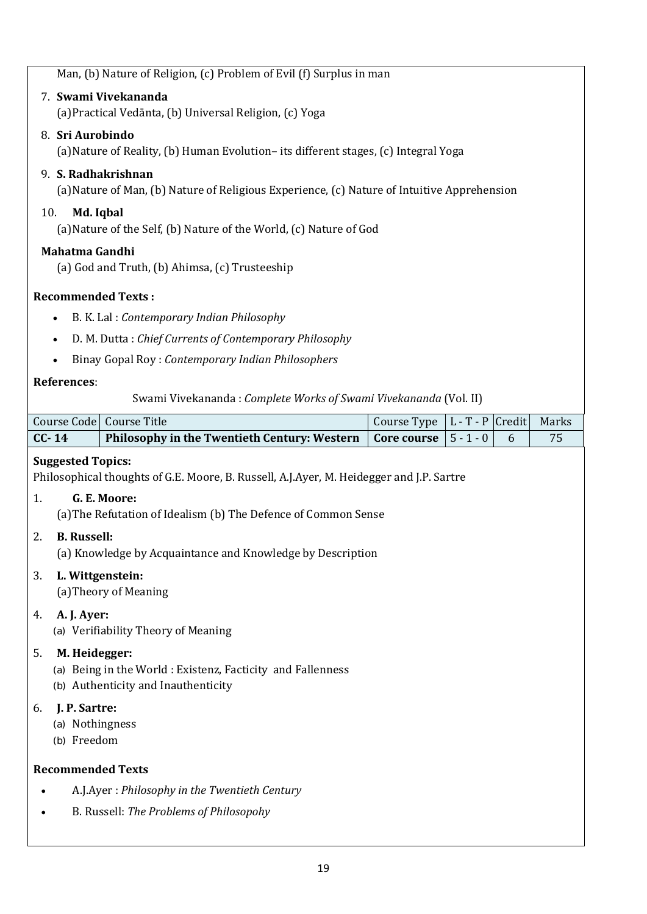Man, (b) Nature of Religion, (c) Problem of Evil (f) Surplus in man

7. **Swami Vivekananda**
   (a) Practical Vedānta, (b) Universal Religion, (c) Yoga

8. **Sri Aurobindo**
   (a) Nature of Reality, (b) Human Evolution– its different stages, (c) Integral Yoga

9. **S. Radhakrishnan**
   (a) Nature of Man, (b) Nature of Religious Experience, (c) Nature of Intuitive Apprehension

10. **Md. Iqbal**
    (a) Nature of the Self, (b) Nature of the World, (c) Nature of God

**Mahatma Gandhi**
(a) God and Truth, (b) Ahimsa, (c) Trusteeship

**Recommended Texts :**

- B. K. Lal : *Contemporary Indian Philosophy*
- D. M. Dutta : *Chief Currents of Contemporary Philosophy*
- Binay Gopal Roy : *Contemporary Indian Philosophers*

**References**:

Swami Vivekananda : *Complete Works of Swami Vivekananda* (Vol. II)

| Course Code | Course Title | Course Type | L - T - P | Credit | Marks |
|---|---|---|---|---|---|
| **CC- 14** | **Philosophy in the Twentieth Century: Western** | **Core course** | 5 - 1 - 0 | 6 | 75 |

**Suggested Topics:**
Philosophical thoughts of G.E. Moore, B. Russell, A.J.Ayer, M. Heidegger and J.P. Sartre

1. **G. E. Moore:**
   (a) The Refutation of Idealism (b) The Defence of Common Sense

2. **B. Russell:**
   (a) Knowledge by Acquaintance and Knowledge by Description

3. **L. Wittgenstein:**
   (a) Theory of Meaning

4. **A. J. Ayer:**
   (a) Verifiability Theory of Meaning

5. **M. Heidegger:**
   (a) Being in the World : Existenz, Facticity and Fallenness
   (b) Authenticity and Inauthenticity

6. **J. P. Sartre:**
   (a) Nothingness
   (b) Freedom

**Recommended Texts**

- A.J.Ayer : *Philosophy in the Twentieth Century*
- B. Russell: *The Problems of Philosopohy*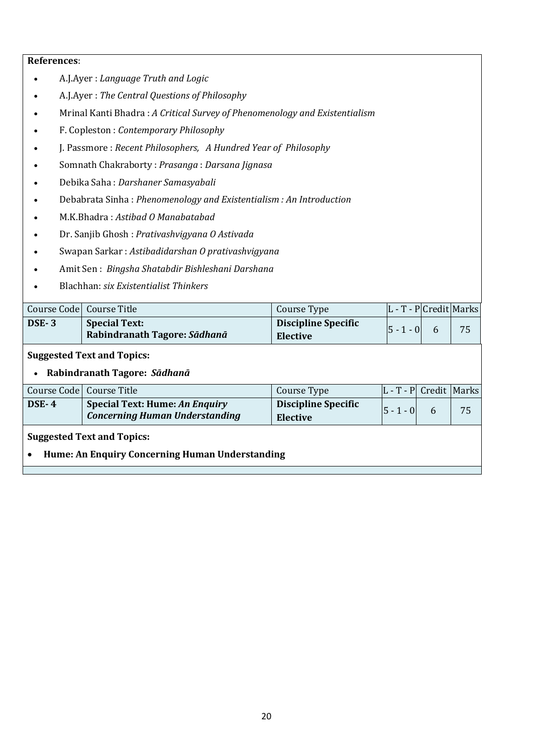**References**:

- A.J.Ayer : *Language Truth and Logic*
- A.J.Ayer : *The Central Questions of Philosophy*
- Mrinal Kanti Bhadra : *A Critical Survey of Phenomenology and Existentialism*
- F. Copleston : *Contemporary Philosophy*
- J. Passmore : *Recent Philosophers, A Hundred Year of Philosophy*
- Somnath Chakraborty : *Prasanga* : *Darsana Jignasa*
- Debika Saha : *Darshaner Samasyabali*
- Debabrata Sinha : *Phenomenology and Existentialism : An Introduction*
- M.K.Bhadra : *Astibad O Manabatabad*
- Dr. Sanjib Ghosh : *Prativashvigyana O Astivada*
- Swapan Sarkar : *Astibadidarshan O prativashvigyana*
- Amit Sen : *Bingsha Shatabdir Bishleshani Darshana*
- Blachhan: *six Existentialist Thinkers*

| Course Code | Course Title | Course Type | L - T - P | Credit | Marks |
|---|---|---|---|---|---|
| **DSE- 3** | **Special Text: Rabindranath Tagore: *Sādhanā*** | **Discipline Specific Elective** | 5 - 1 - 0 | 6 | 75 |

**Suggested Text and Topics:**

- **Rabindranath Tagore: *Sādhanā***

| Course Code | Course Title | Course Type | L - T - P | Credit | Marks |
|---|---|---|---|---|---|
| **DSE- 4** | **Special Text: Hume: *An Enquiry Concerning Human Understanding*** | **Discipline Specific Elective** | 5 - 1 - 0 | 6 | 75 |

**Suggested Text and Topics:**

- **Hume: An Enquiry Concerning Human Understanding**